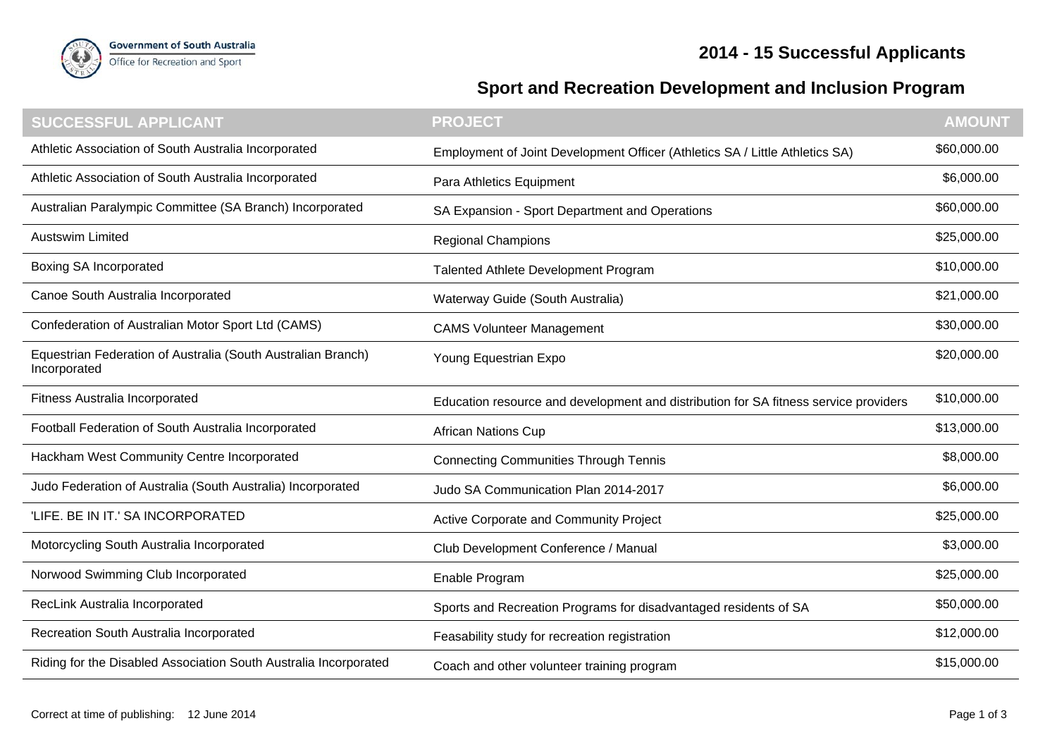Government of South Australia
Office for Recreation and Sport

# 2014 - 15 Successful Applicants

## Sport and Recreation Development and Inclusion Program

| SUCCESSFUL APPLICANT | PROJECT | AMOUNT |
|---|---|---|
| Athletic Association of South Australia Incorporated | Employment of Joint Development Officer (Athletics SA / Little Athletics SA) | $60,000.00 |
| Athletic Association of South Australia Incorporated | Para Athletics Equipment | $6,000.00 |
| Australian Paralympic Committee (SA Branch) Incorporated | SA Expansion - Sport Department and Operations | $60,000.00 |
| Austswim Limited | Regional Champions | $25,000.00 |
| Boxing SA Incorporated | Talented Athlete Development Program | $10,000.00 |
| Canoe South Australia Incorporated | Waterway Guide (South Australia) | $21,000.00 |
| Confederation of Australian Motor Sport Ltd (CAMS) | CAMS Volunteer Management | $30,000.00 |
| Equestrian Federation of Australia (South Australian Branch) Incorporated | Young Equestrian Expo | $20,000.00 |
| Fitness Australia Incorporated | Education resource and development and distribution for SA fitness service providers | $10,000.00 |
| Football Federation of South Australia Incorporated | African Nations Cup | $13,000.00 |
| Hackham West Community Centre Incorporated | Connecting Communities Through Tennis | $8,000.00 |
| Judo Federation of Australia (South Australia) Incorporated | Judo SA Communication Plan 2014-2017 | $6,000.00 |
| 'LIFE. BE IN IT.' SA INCORPORATED | Active Corporate and Community Project | $25,000.00 |
| Motorcycling South Australia Incorporated | Club Development Conference / Manual | $3,000.00 |
| Norwood Swimming Club Incorporated | Enable Program | $25,000.00 |
| RecLink Australia Incorporated | Sports and Recreation Programs for disadvantaged residents of SA | $50,000.00 |
| Recreation South Australia Incorporated | Feasability study for recreation registration | $12,000.00 |
| Riding for the Disabled Association South Australia Incorporated | Coach and other volunteer training program | $15,000.00 |

Correct at time of publishing: 12 June 2014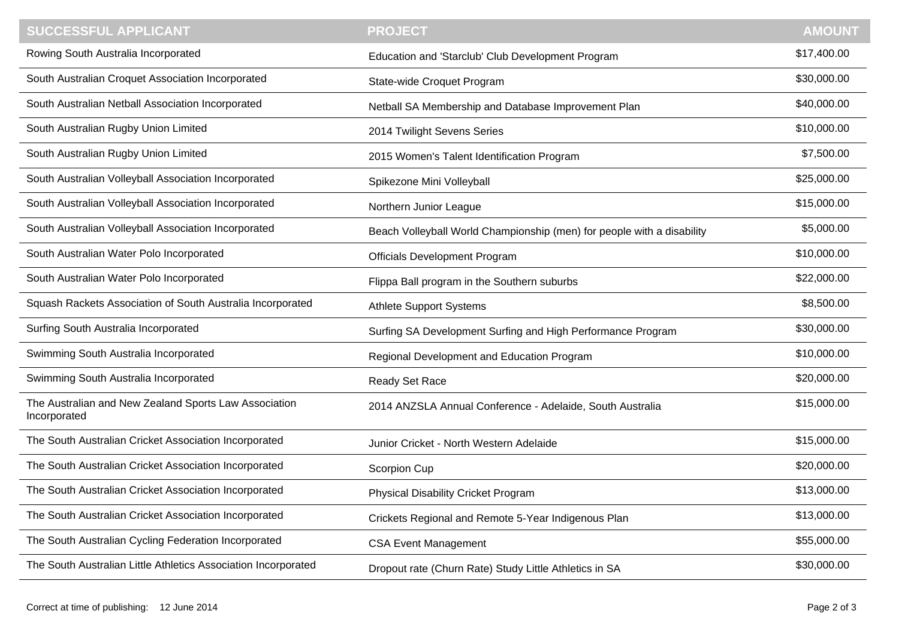| SUCCESSFUL APPLICANT | PROJECT | AMOUNT |
|---|---|---|
| Rowing South Australia Incorporated | Education and 'Starclub' Club Development Program | $17,400.00 |
| South Australian Croquet Association Incorporated | State-wide Croquet Program | $30,000.00 |
| South Australian Netball Association Incorporated | Netball SA Membership and Database Improvement Plan | $40,000.00 |
| South Australian Rugby Union Limited | 2014 Twilight Sevens Series | $10,000.00 |
| South Australian Rugby Union Limited | 2015 Women's Talent Identification Program | $7,500.00 |
| South Australian Volleyball Association Incorporated | Spikezone Mini Volleyball | $25,000.00 |
| South Australian Volleyball Association Incorporated | Northern Junior League | $15,000.00 |
| South Australian Volleyball Association Incorporated | Beach Volleyball World Championship (men) for people with a disability | $5,000.00 |
| South Australian Water Polo Incorporated | Officials Development Program | $10,000.00 |
| South Australian Water Polo Incorporated | Flippa Ball program in the Southern suburbs | $22,000.00 |
| Squash Rackets Association of South Australia Incorporated | Athlete Support Systems | $8,500.00 |
| Surfing South Australia Incorporated | Surfing SA Development Surfing and High Performance Program | $30,000.00 |
| Swimming South Australia Incorporated | Regional Development and Education Program | $10,000.00 |
| Swimming South Australia Incorporated | Ready Set Race | $20,000.00 |
| The Australian and New Zealand Sports Law Association Incorporated | 2014 ANZSLA Annual Conference - Adelaide, South Australia | $15,000.00 |
| The South Australian Cricket Association Incorporated | Junior Cricket - North Western Adelaide | $15,000.00 |
| The South Australian Cricket Association Incorporated | Scorpion Cup | $20,000.00 |
| The South Australian Cricket Association Incorporated | Physical Disability Cricket Program | $13,000.00 |
| The South Australian Cricket Association Incorporated | Crickets Regional and Remote 5-Year Indigenous Plan | $13,000.00 |
| The South Australian Cycling Federation Incorporated | CSA Event Management | $55,000.00 |
| The South Australian Little Athletics Association Incorporated | Dropout rate (Churn Rate) Study Little Athletics in SA | $30,000.00 |

Correct at time of publishing: 12 June 2014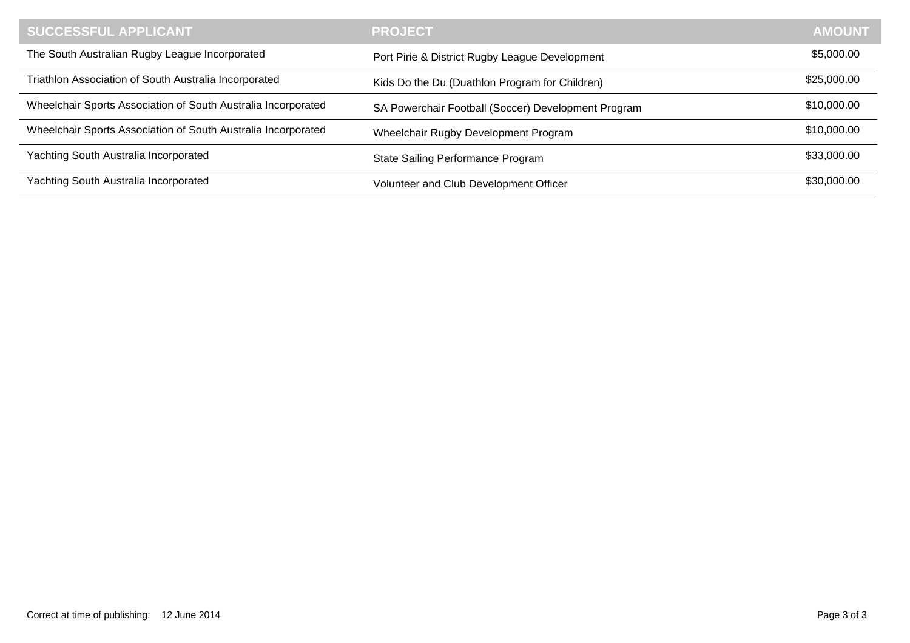| SUCCESSFUL APPLICANT | PROJECT | AMOUNT |
|---|---|---|
| The South Australian Rugby League Incorporated | Port Pirie & District Rugby League Development | $5,000.00 |
| Triathlon Association of South Australia Incorporated | Kids Do the Du (Duathlon Program for Children) | $25,000.00 |
| Wheelchair Sports Association of South Australia Incorporated | SA Powerchair Football (Soccer) Development Program | $10,000.00 |
| Wheelchair Sports Association of South Australia Incorporated | Wheelchair Rugby Development Program | $10,000.00 |
| Yachting South Australia Incorporated | State Sailing Performance Program | $33,000.00 |
| Yachting South Australia Incorporated | Volunteer and Club Development Officer | $30,000.00 |

Correct at time of publishing: 12 June 2014